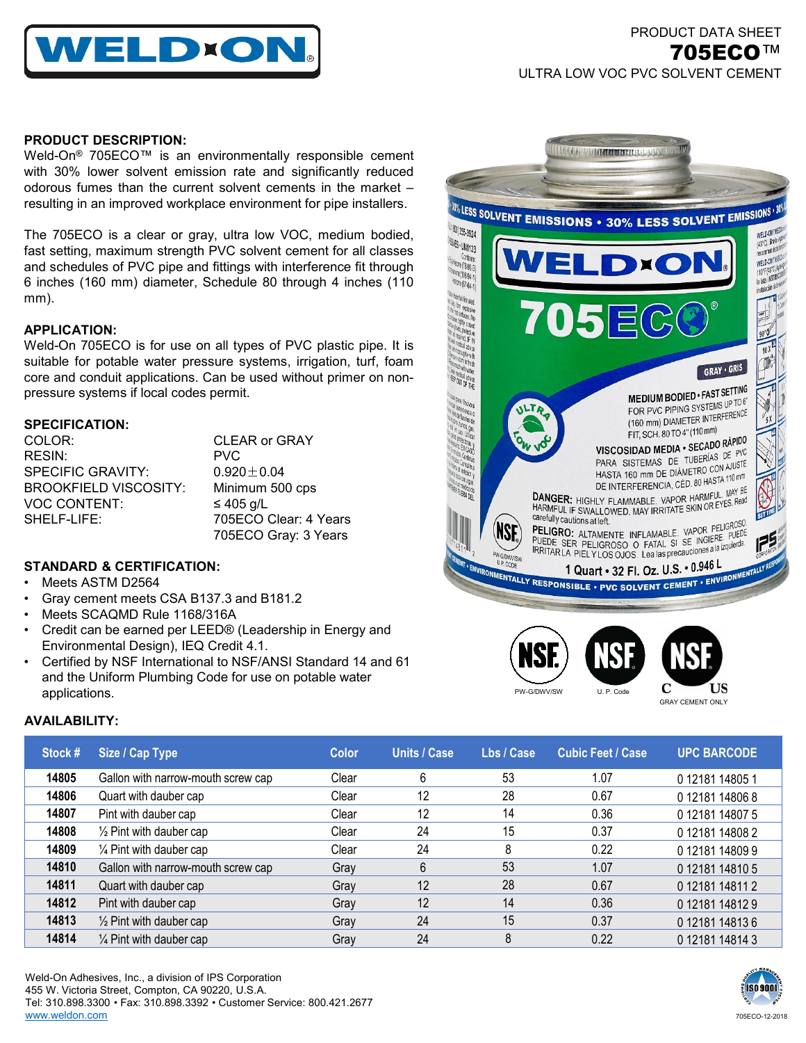# WELD-ON

PRODUCT DATA SHEET

**705ECO™**

ULTRA LOW VOC PVC SOLVENT CEMENT

## PRODUCT DESCRIPTION:

Weld-On® 705ECO™ is an environmentally responsible cement with 30% lower solvent emission rate and significantly reduced odorous fumes than the current solvent cements in the market – resulting in an improved workplace environment for pipe installers.

The 705ECO is a clear or gray, ultra low VOC, medium bodied, fast setting, maximum strength PVC solvent cement for all classes and schedules of PVC pipe and fittings with interference fit through 6 inches (160 mm) diameter, Schedule 80 through 4 inches (110 mm).

## APPLICATION:

Weld-On 705ECO is for use on all types of PVC plastic pipe. It is suitable for potable water pressure systems, irrigation, turf, foam core and conduit applications. Can be used without primer on non-pressure systems if local codes permit.

## SPECIFICATION:

| | |
|---|---|
| COLOR: | CLEAR or GRAY |
| RESIN: | PVC |
| SPECIFIC GRAVITY: | $0.920 \pm 0.04$ |
| BROOKFIELD VISCOSITY: | Minimum 500 cps |
| VOC CONTENT: | ≤ 405 g/L |
| SHELF-LIFE: | 705ECO Clear: 4 Years<br>705ECO Gray: 3 Years |

## STANDARD & CERTIFICATION:

- Meets ASTM D2564
- Gray cement meets CSA B137.3 and B181.2
- Meets SCAQMD Rule 1168/316A
- Credit can be earned per LEED® (Leadership in Energy and Environmental Design), IEQ Credit 4.1.
- Certified by NSF International to NSF/ANSI Standard 14 and 61 and the Uniform Plumbing Code for use on potable water applications.

PW-G/DWV/SW — U. P. Code — C US GRAY CEMENT ONLY

## AVAILABILITY:

| Stock # | Size / Cap Type | Color | Units / Case | Lbs / Case | Cubic Feet / Case | UPC BARCODE |
|---|---|---|---|---|---|---|
| 14805 | Gallon with narrow-mouth screw cap | Clear | 6 | 53 | 1.07 | 0 12181 14805 1 |
| 14806 | Quart with dauber cap | Clear | 12 | 28 | 0.67 | 0 12181 14806 8 |
| 14807 | Pint with dauber cap | Clear | 12 | 14 | 0.36 | 0 12181 14807 5 |
| 14808 | ½ Pint with dauber cap | Clear | 24 | 15 | 0.37 | 0 12181 14808 2 |
| 14809 | ¼ Pint with dauber cap | Clear | 24 | 8 | 0.22 | 0 12181 14809 9 |
| 14810 | Gallon with narrow-mouth screw cap | Gray | 6 | 53 | 1.07 | 0 12181 14810 5 |
| 14811 | Quart with dauber cap | Gray | 12 | 28 | 0.67 | 0 12181 14811 2 |
| 14812 | Pint with dauber cap | Gray | 12 | 14 | 0.36 | 0 12181 14812 9 |
| 14813 | ½ Pint with dauber cap | Gray | 24 | 15 | 0.37 | 0 12181 14813 6 |
| 14814 | ¼ Pint with dauber cap | Gray | 24 | 8 | 0.22 | 0 12181 14814 3 |

Weld-On Adhesives, Inc., a division of IPS Corporation
455 W. Victoria Street, Compton, CA 90220, U.S.A.
Tel: 310.898.3300 • Fax: 310.898.3392 • Customer Service: 800.421.2677
www.weldon.com

705ECO-12-2018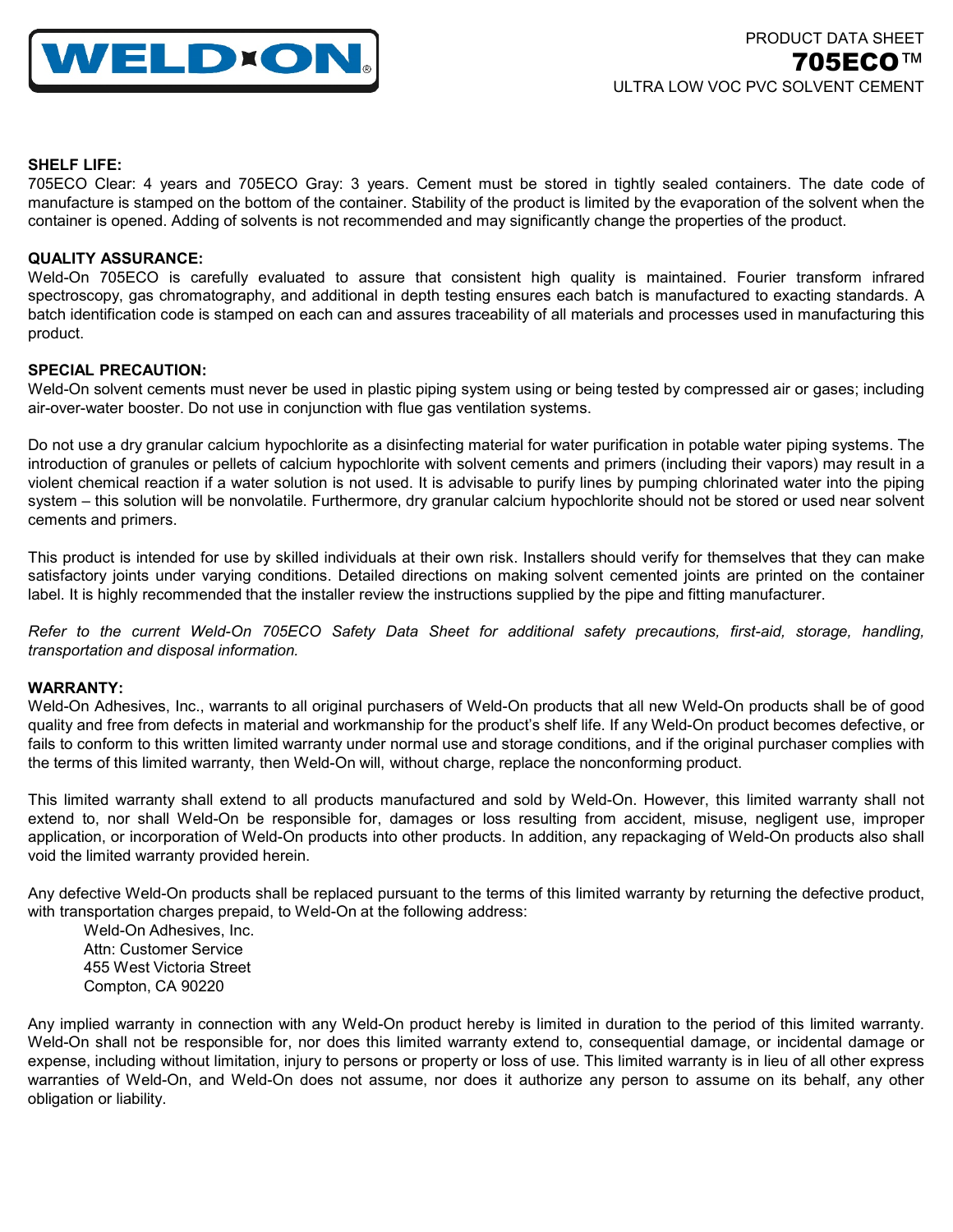**SHELF LIFE:**

705ECO Clear: 4 years and 705ECO Gray: 3 years. Cement must be stored in tightly sealed containers. The date code of manufacture is stamped on the bottom of the container. Stability of the product is limited by the evaporation of the solvent when the container is opened. Adding of solvents is not recommended and may significantly change the properties of the product.

**QUALITY ASSURANCE:**

Weld-On 705ECO is carefully evaluated to assure that consistent high quality is maintained. Fourier transform infrared spectroscopy, gas chromatography, and additional in depth testing ensures each batch is manufactured to exacting standards. A batch identification code is stamped on each can and assures traceability of all materials and processes used in manufacturing this product.

**SPECIAL PRECAUTION:**

Weld-On solvent cements must never be used in plastic piping system using or being tested by compressed air or gases; including air-over-water booster. Do not use in conjunction with flue gas ventilation systems.

Do not use a dry granular calcium hypochlorite as a disinfecting material for water purification in potable water piping systems. The introduction of granules or pellets of calcium hypochlorite with solvent cements and primers (including their vapors) may result in a violent chemical reaction if a water solution is not used. It is advisable to purify lines by pumping chlorinated water into the piping system – this solution will be nonvolatile. Furthermore, dry granular calcium hypochlorite should not be stored or used near solvent cements and primers.

This product is intended for use by skilled individuals at their own risk. Installers should verify for themselves that they can make satisfactory joints under varying conditions. Detailed directions on making solvent cemented joints are printed on the container label. It is highly recommended that the installer review the instructions supplied by the pipe and fitting manufacturer.

*Refer to the current Weld-On 705ECO Safety Data Sheet for additional safety precautions, first-aid, storage, handling, transportation and disposal information.*

**WARRANTY:**

Weld-On Adhesives, Inc., warrants to all original purchasers of Weld-On products that all new Weld-On products shall be of good quality and free from defects in material and workmanship for the product's shelf life. If any Weld-On product becomes defective, or fails to conform to this written limited warranty under normal use and storage conditions, and if the original purchaser complies with the terms of this limited warranty, then Weld-On will, without charge, replace the nonconforming product.

This limited warranty shall extend to all products manufactured and sold by Weld-On. However, this limited warranty shall not extend to, nor shall Weld-On be responsible for, damages or loss resulting from accident, misuse, negligent use, improper application, or incorporation of Weld-On products into other products. In addition, any repackaging of Weld-On products also shall void the limited warranty provided herein.

Any defective Weld-On products shall be replaced pursuant to the terms of this limited warranty by returning the defective product, with transportation charges prepaid, to Weld-On at the following address:

Weld-On Adhesives, Inc.
Attn: Customer Service
455 West Victoria Street
Compton, CA 90220

Any implied warranty in connection with any Weld-On product hereby is limited in duration to the period of this limited warranty. Weld-On shall not be responsible for, nor does this limited warranty extend to, consequential damage, or incidental damage or expense, including without limitation, injury to persons or property or loss of use. This limited warranty is in lieu of all other express warranties of Weld-On, and Weld-On does not assume, nor does it authorize any person to assume on its behalf, any other obligation or liability.